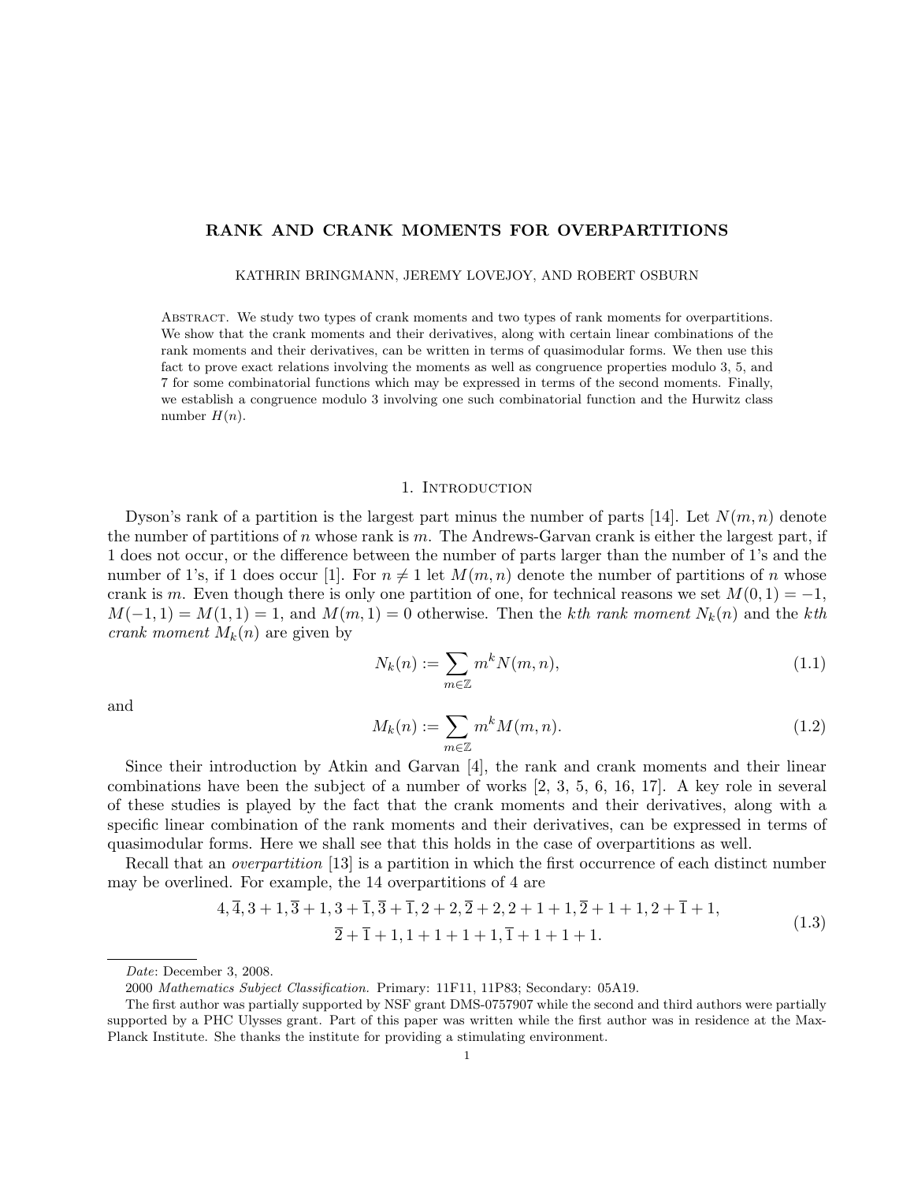# RANK AND CRANK MOMENTS FOR OVERPARTITIONS

KATHRIN BRINGMANN, JEREMY LOVEJOY, AND ROBERT OSBURN

Abstract. We study two types of crank moments and two types of rank moments for overpartitions. We show that the crank moments and their derivatives, along with certain linear combinations of the rank moments and their derivatives, can be written in terms of quasimodular forms. We then use this fact to prove exact relations involving the moments as well as congruence properties modulo 3, 5, and 7 for some combinatorial functions which may be expressed in terms of the second moments. Finally, we establish a congruence modulo 3 involving one such combinatorial function and the Hurwitz class number $H(n)$.

## 1. Introduction

Dyson's rank of a partition is the largest part minus the number of parts [14]. Let $N(m,n)$ denote the number of partitions of $n$ whose rank is $m$. The Andrews-Garvan crank is either the largest part, if 1 does not occur, or the difference between the number of parts larger than the number of 1's and the number of 1's, if 1 does occur [1]. For $n \neq 1$ let $M(m,n)$ denote the number of partitions of $n$ whose crank is $m$. Even though there is only one partition of one, for technical reasons we set $M(0,1) = -1$, $M(-1,1) = M(1,1) = 1$, and $M(m,1) = 0$ otherwise. Then the *kth rank moment* $N_k(n)$ and the *kth crank moment* $M_k(n)$ are given by

$$N_k(n) := \sum_{m \in \mathbb{Z}} m^k N(m,n), \tag{1.1}$$

and

$$M_k(n) := \sum_{m \in \mathbb{Z}} m^k M(m,n). \tag{1.2}$$

Since their introduction by Atkin and Garvan [4], the rank and crank moments and their linear combinations have been the subject of a number of works [2, 3, 5, 6, 16, 17]. A key role in several of these studies is played by the fact that the crank moments and their derivatives, along with a specific linear combination of the rank moments and their derivatives, can be expressed in terms of quasimodular forms. Here we shall see that this holds in the case of overpartitions as well.

Recall that an *overpartition* [13] is a partition in which the first occurrence of each distinct number may be overlined. For example, the 14 overpartitions of 4 are

$$\begin{gathered} 4, \overline{4}, 3+1, \overline{3}+1, 3+\overline{1}, \overline{3}+\overline{1}, 2+2, \overline{2}+2, 2+1+1, \overline{2}+1+1, 2+\overline{1}+1, \\ \overline{2}+\overline{1}+1, 1+1+1+1, \overline{1}+1+1+1. \end{gathered} \tag{1.3}$$

---

*Date*: December 3, 2008.

2000 *Mathematics Subject Classification.* Primary: 11F11, 11P83; Secondary: 05A19.

The first author was partially supported by NSF grant DMS-0757907 while the second and third authors were partially supported by a PHC Ulysses grant. Part of this paper was written while the first author was in residence at the Max-Planck Institute. She thanks the institute for providing a stimulating environment.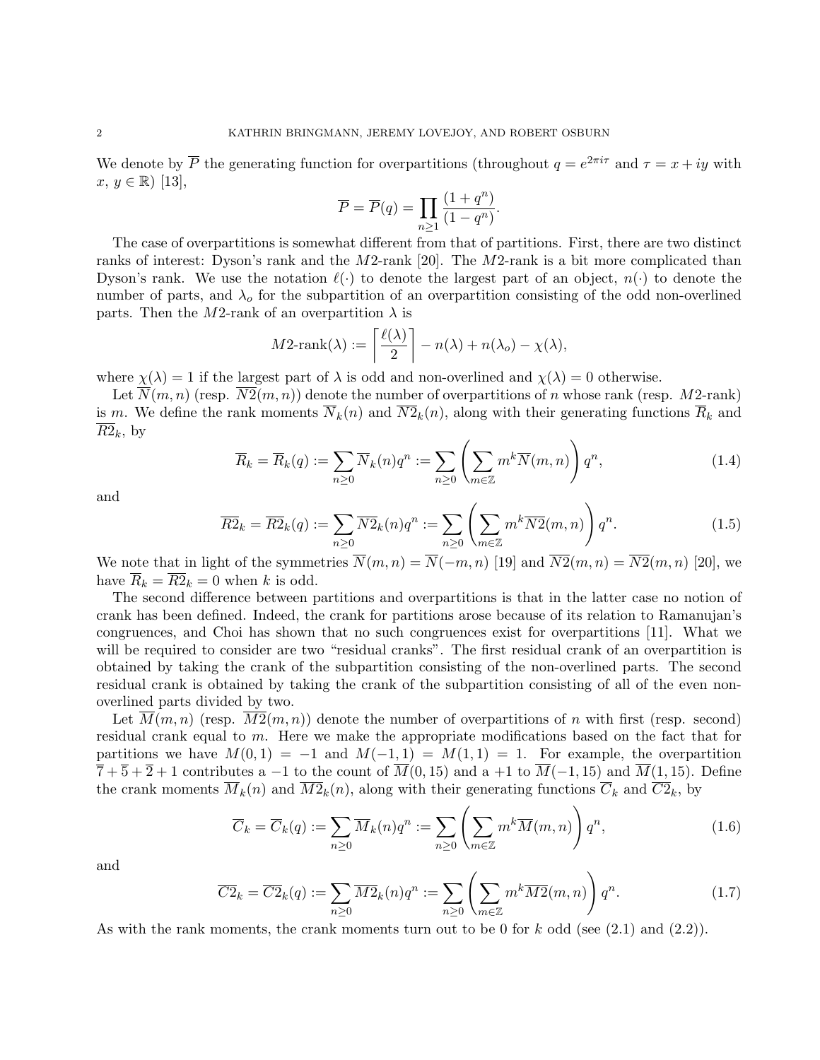We denote by $\overline{P}$ the generating function for overpartitions (throughout $q = e^{2\pi i\tau}$ and $\tau = x + iy$ with $x, y \in \mathbb{R}$) [13],

$$\overline{P} = \overline{P}(q) = \prod_{n\geq 1} \frac{(1+q^n)}{(1-q^n)}.$$

The case of overpartitions is somewhat different from that of partitions. First, there are two distinct ranks of interest: Dyson's rank and the $M2$-rank [20]. The $M2$-rank is a bit more complicated than Dyson's rank. We use the notation $\ell(\cdot)$ to denote the largest part of an object, $n(\cdot)$ to denote the number of parts, and $\lambda_o$ for the subpartition of an overpartition consisting of the odd non-overlined parts. Then the $M2$-rank of an overpartition $\lambda$ is

$$M2\text{-rank}(\lambda) := \left\lceil \frac{\ell(\lambda)}{2} \right\rceil - n(\lambda) + n(\lambda_o) - \chi(\lambda),$$

where $\chi(\lambda) = 1$ if the largest part of $\lambda$ is odd and non-overlined and $\chi(\lambda) = 0$ otherwise.

Let $\overline{N}(m,n)$ (resp. $\overline{N2}(m,n)$) denote the number of overpartitions of $n$ whose rank (resp. $M2$-rank) is $m$. We define the rank moments $\overline{N}_k(n)$ and $\overline{N2}_k(n)$, along with their generating functions $\overline{R}_k$ and $\overline{R2}_k$, by

$$\overline{R}_k = \overline{R}_k(q) := \sum_{n\geq 0} \overline{N}_k(n) q^n := \sum_{n\geq 0} \left( \sum_{m\in\mathbb{Z}} m^k \overline{N}(m,n) \right) q^n, \tag{1.4}$$

and

$$\overline{R2}_k = \overline{R2}_k(q) := \sum_{n\geq 0} \overline{N2}_k(n) q^n := \sum_{n\geq 0} \left( \sum_{m\in\mathbb{Z}} m^k \overline{N2}(m,n) \right) q^n. \tag{1.5}$$

We note that in light of the symmetries $\overline{N}(m,n) = \overline{N}(-m,n)$ [19] and $\overline{N2}(m,n) = \overline{N2}(m,n)$ [20], we have $\overline{R}_k = \overline{R2}_k = 0$ when $k$ is odd.

The second difference between partitions and overpartitions is that in the latter case no notion of crank has been defined. Indeed, the crank for partitions arose because of its relation to Ramanujan's congruences, and Choi has shown that no such congruences exist for overpartitions [11]. What we will be required to consider are two "residual cranks". The first residual crank of an overpartition is obtained by taking the crank of the subpartition consisting of the non-overlined parts. The second residual crank is obtained by taking the crank of the subpartition consisting of all of the even non-overlined parts divided by two.

Let $\overline{M}(m,n)$ (resp. $\overline{M2}(m,n)$) denote the number of overpartitions of $n$ with first (resp. second) residual crank equal to $m$. Here we make the appropriate modifications based on the fact that for partitions we have $M(0,1) = -1$ and $M(-1,1) = M(1,1) = 1$. For example, the overpartition $\overline{7} + \overline{5} + \overline{2} + 1$ contributes a $-1$ to the count of $\overline{M}(0,15)$ and a $+1$ to $\overline{M}(-1,15)$ and $\overline{M}(1,15)$. Define the crank moments $\overline{M}_k(n)$ and $\overline{M2}_k(n)$, along with their generating functions $\overline{C}_k$ and $\overline{C2}_k$, by

$$\overline{C}_k = \overline{C}_k(q) := \sum_{n\geq 0} \overline{M}_k(n) q^n := \sum_{n\geq 0} \left( \sum_{m\in\mathbb{Z}} m^k \overline{M}(m,n) \right) q^n, \tag{1.6}$$

and

$$\overline{C2}_k = \overline{C2}_k(q) := \sum_{n\geq 0} \overline{M2}_k(n) q^n := \sum_{n\geq 0} \left( \sum_{m\in\mathbb{Z}} m^k \overline{M2}(m,n) \right) q^n. \tag{1.7}$$

As with the rank moments, the crank moments turn out to be 0 for $k$ odd (see (2.1) and (2.2)).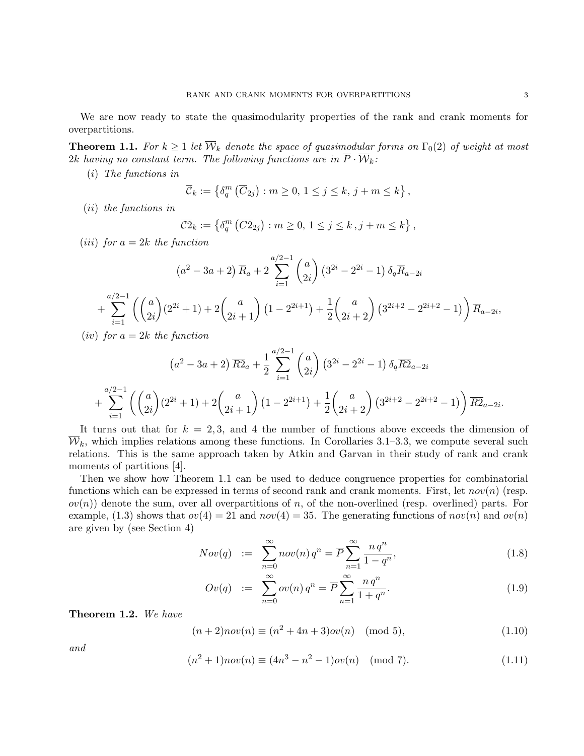We are now ready to state the quasimodularity properties of the rank and crank moments for overpartitions.

**Theorem 1.1.** *For $k \geq 1$ let $\overline{\mathcal{W}}_k$ denote the space of quasimodular forms on $\Gamma_0(2)$ of weight at most $2k$ having no constant term. The following functions are in $\overline{P} \cdot \overline{\mathcal{W}}_k$:*

(*i*) *The functions in*

$$\overline{\mathcal{C}}_k := \left\{ \delta_q^m \left( \overline{C}_{2j} \right) : m \geq 0,\, 1 \leq j \leq k,\, j+m \leq k \right\},$$

(*ii*) *the functions in*

$$\overline{\mathcal{C}2}_k := \left\{ \delta_q^m \left( \overline{C2}_{2j} \right) : m \geq 0,\, 1 \leq j \leq k\, , j+m \leq k \right\},$$

(*iii*) *for $a = 2k$ the function*

$$\left(a^2 - 3a + 2\right) \overline{R}_a + 2 \sum_{i=1}^{a/2-1} \binom{a}{2i} \left(3^{2i} - 2^{2i} - 1\right) \delta_q \overline{R}_{a-2i}$$
$$+ \sum_{i=1}^{a/2-1} \left( \binom{a}{2i} (2^{2i}+1) + 2 \binom{a}{2i+1} \left(1 - 2^{2i+1}\right) + \frac{1}{2} \binom{a}{2i+2} \left(3^{2i+2} - 2^{2i+2} - 1\right) \right) \overline{R}_{a-2i},$$

(*iv*) *for $a = 2k$ the function*

$$\left(a^2 - 3a + 2\right) \overline{R2}_a + \frac{1}{2} \sum_{i=1}^{a/2-1} \binom{a}{2i} \left(3^{2i} - 2^{2i} - 1\right) \delta_q \overline{R2}_{a-2i}$$
$$+ \sum_{i=1}^{a/2-1} \left( \binom{a}{2i} (2^{2i}+1) + 2 \binom{a}{2i+1} \left(1 - 2^{2i+1}\right) + \frac{1}{2} \binom{a}{2i+2} \left(3^{2i+2} - 2^{2i+2} - 1\right) \right) \overline{R2}_{a-2i}.$$

It turns out that for $k = 2, 3$, and $4$ the number of functions above exceeds the dimension of $\overline{\mathcal{W}}_k$, which implies relations among these functions. In Corollaries 3.1–3.3, we compute several such relations. This is the same approach taken by Atkin and Garvan in their study of rank and crank moments of partitions [4].

Then we show how Theorem 1.1 can be used to deduce congruence properties for combinatorial functions which can be expressed in terms of second rank and crank moments. First, let $nov(n)$ (resp. $ov(n)$) denote the sum, over all overpartitions of $n$, of the non-overlined (resp. overlined) parts. For example, (1.3) shows that $ov(4) = 21$ and $nov(4) = 35$. The generating functions of $nov(n)$ and $ov(n)$ are given by (see Section 4)

$$Nov(q) := \sum_{n=0}^{\infty} nov(n)\, q^n = \overline{P} \sum_{n=1}^{\infty} \frac{n\, q^n}{1 - q^n}, \tag{1.8}$$

$$Ov(q) := \sum_{n=0}^{\infty} ov(n)\, q^n = \overline{P} \sum_{n=1}^{\infty} \frac{n\, q^n}{1 + q^n}. \tag{1.9}$$

**Theorem 1.2.** *We have*

$$(n+2) nov(n) \equiv (n^2 + 4n + 3) ov(n) \pmod{5}, \tag{1.10}$$

*and*

$$(n^2 + 1) nov(n) \equiv (4n^3 - n^2 - 1) ov(n) \pmod{7}. \tag{1.11}$$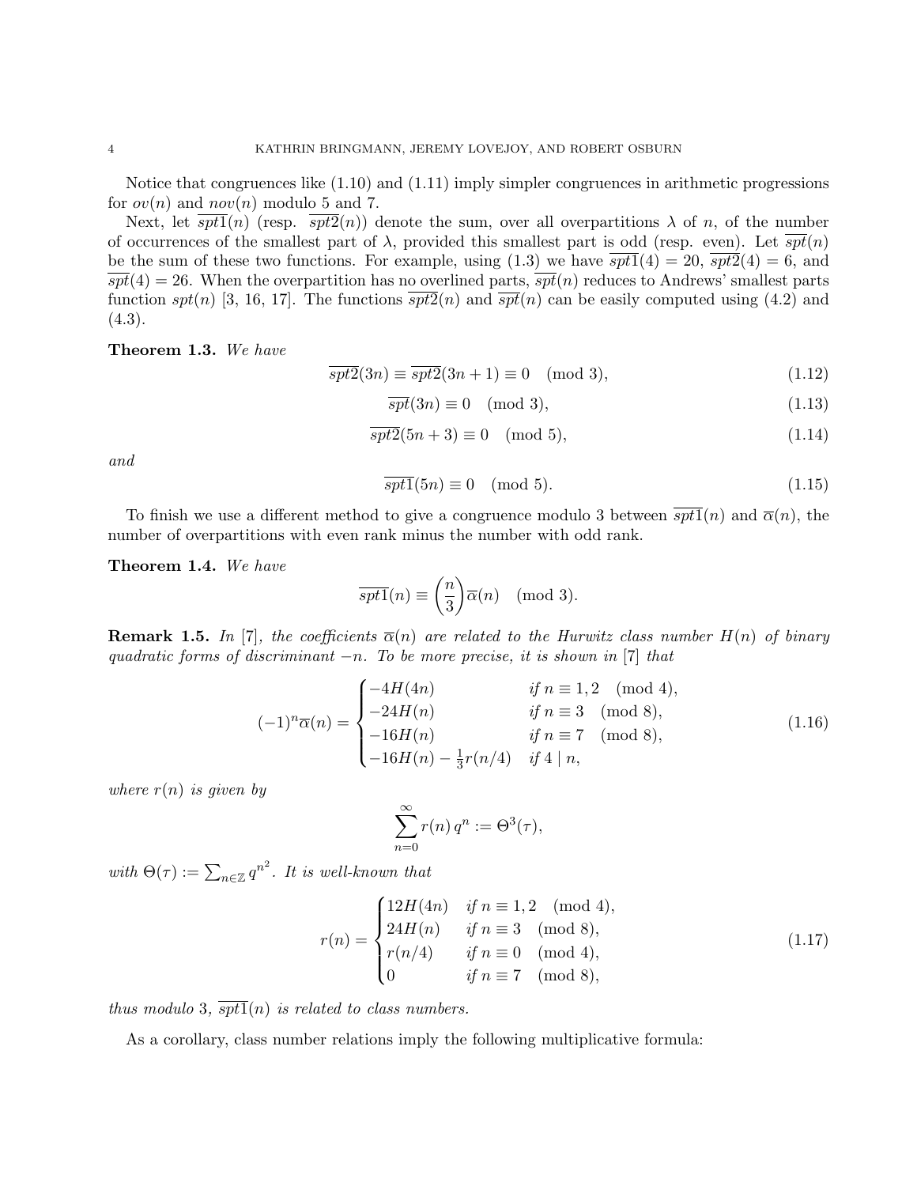Notice that congruences like (1.10) and (1.11) imply simpler congruences in arithmetic progressions for $ov(n)$ and $nov(n)$ modulo 5 and 7.

Next, let $\overline{spt1}(n)$ (resp. $\overline{spt2}(n)$) denote the sum, over all overpartitions $\lambda$ of $n$, of the number of occurrences of the smallest part of $\lambda$, provided this smallest part is odd (resp. even). Let $\overline{spt}(n)$ be the sum of these two functions. For example, using (1.3) we have $\overline{spt1}(4) = 20$, $\overline{spt2}(4) = 6$, and $\overline{spt}(4) = 26$. When the overpartition has no overlined parts, $\overline{spt}(n)$ reduces to Andrews' smallest parts function $spt(n)$ [3, 16, 17]. The functions $\overline{spt2}(n)$ and $\overline{spt}(n)$ can be easily computed using (4.2) and (4.3).

**Theorem 1.3.** *We have*

$$\overline{spt2}(3n) \equiv \overline{spt2}(3n+1) \equiv 0 \pmod 3, \tag{1.12}$$

$$\overline{spt}(3n) \equiv 0 \pmod 3, \tag{1.13}$$

$$\overline{spt2}(5n+3) \equiv 0 \pmod 5, \tag{1.14}$$

*and*

$$\overline{spt1}(5n) \equiv 0 \pmod 5. \tag{1.15}$$

To finish we use a different method to give a congruence modulo 3 between $\overline{spt1}(n)$ and $\overline{\alpha}(n)$, the number of overpartitions with even rank minus the number with odd rank.

**Theorem 1.4.** *We have*

$$\overline{spt1}(n) \equiv \left(\frac{n}{3}\right)\overline{\alpha}(n) \pmod 3.$$

**Remark 1.5.** *In [7], the coefficients $\overline{\alpha}(n)$ are related to the Hurwitz class number $H(n)$ of binary quadratic forms of discriminant $-n$. To be more precise, it is shown in [7] that*

$$(-1)^n\overline{\alpha}(n) = \begin{cases} -4H(4n) & \text{if } n \equiv 1,2 \pmod 4, \\ -24H(n) & \text{if } n \equiv 3 \pmod 8, \\ -16H(n) & \text{if } n \equiv 7 \pmod 8, \\ -16H(n) - \frac{1}{3}r(n/4) & \text{if } 4 \mid n, \end{cases} \tag{1.16}$$

*where $r(n)$ is given by*

$$\sum_{n=0}^{\infty} r(n)\, q^n := \Theta^3(\tau),$$

*with $\Theta(\tau) := \sum_{n\in\mathbb{Z}} q^{n^2}$. It is well-known that*

$$r(n) = \begin{cases} 12H(4n) & \text{if } n \equiv 1,2 \pmod 4, \\ 24H(n) & \text{if } n \equiv 3 \pmod 8, \\ r(n/4) & \text{if } n \equiv 0 \pmod 4, \\ 0 & \text{if } n \equiv 7 \pmod 8, \end{cases} \tag{1.17}$$

*thus modulo 3, $\overline{spt1}(n)$ is related to class numbers.*

As a corollary, class number relations imply the following multiplicative formula: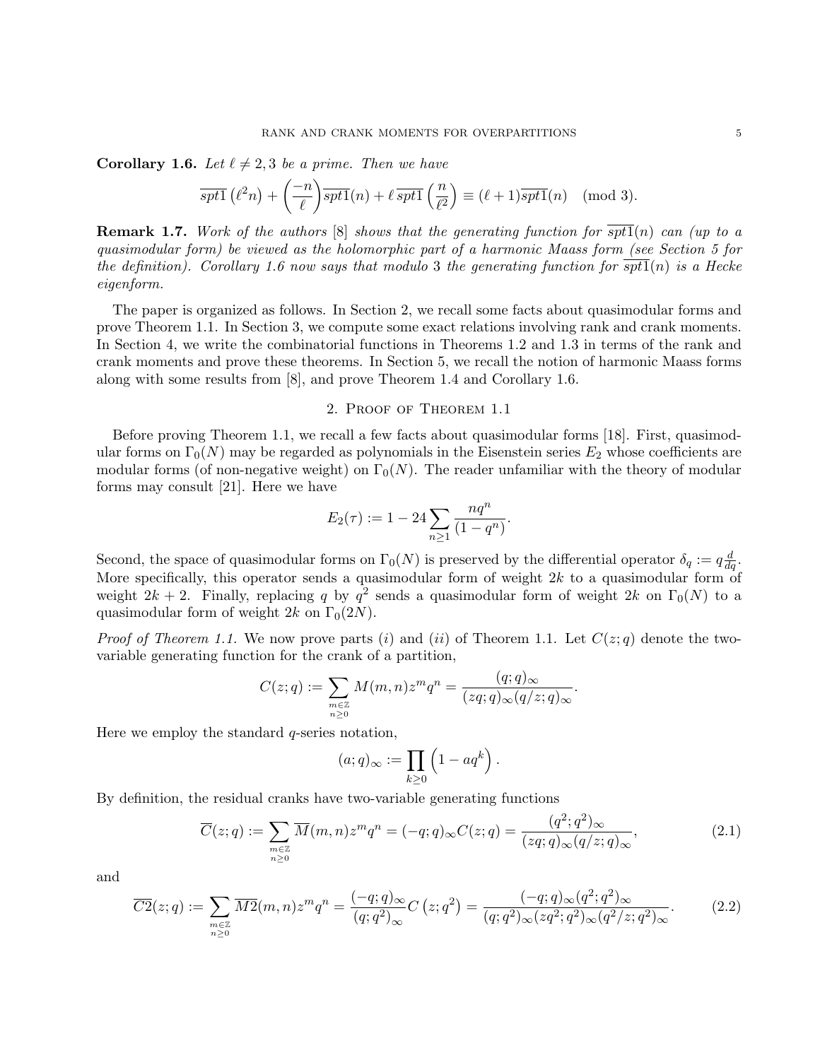**Corollary 1.6.** *Let $\ell \neq 2, 3$ be a prime. Then we have*

$$\overline{spt1}\left(\ell^2 n\right) + \left(\frac{-n}{\ell}\right)\overline{spt1}(n) + \ell\, \overline{spt1}\left(\frac{n}{\ell^2}\right) \equiv (\ell+1)\overline{spt1}(n) \pmod{3}.$$

**Remark 1.7.** *Work of the authors [8] shows that the generating function for $\overline{spt1}(n)$ can (up to a quasimodular form) be viewed as the holomorphic part of a harmonic Maass form (see Section 5 for the definition). Corollary 1.6 now says that modulo 3 the generating function for $\overline{spt1}(n)$ is a Hecke eigenform.*

The paper is organized as follows. In Section 2, we recall some facts about quasimodular forms and prove Theorem 1.1. In Section 3, we compute some exact relations involving rank and crank moments. In Section 4, we write the combinatorial functions in Theorems 1.2 and 1.3 in terms of the rank and crank moments and prove these theorems. In Section 5, we recall the notion of harmonic Maass forms along with some results from [8], and prove Theorem 1.4 and Corollary 1.6.

## 2. Proof of Theorem 1.1

Before proving Theorem 1.1, we recall a few facts about quasimodular forms [18]. First, quasimodular forms on $\Gamma_0(N)$ may be regarded as polynomials in the Eisenstein series $E_2$ whose coefficients are modular forms (of non-negative weight) on $\Gamma_0(N)$. The reader unfamiliar with the theory of modular forms may consult [21]. Here we have

$$E_2(\tau) := 1 - 24 \sum_{n \geq 1} \frac{nq^n}{(1-q^n)}.$$

Second, the space of quasimodular forms on $\Gamma_0(N)$ is preserved by the differential operator $\delta_q := q\frac{d}{dq}$. More specifically, this operator sends a quasimodular form of weight $2k$ to a quasimodular form of weight $2k+2$. Finally, replacing $q$ by $q^2$ sends a quasimodular form of weight $2k$ on $\Gamma_0(N)$ to a quasimodular form of weight $2k$ on $\Gamma_0(2N)$.

*Proof of Theorem 1.1.* We now prove parts $(i)$ and $(ii)$ of Theorem 1.1. Let $C(z;q)$ denote the two-variable generating function for the crank of a partition,

$$C(z;q) := \sum_{\substack{m \in \mathbb{Z} \\ n \geq 0}} M(m,n) z^m q^n = \frac{(q;q)_\infty}{(zq;q)_\infty (q/z;q)_\infty}.$$

Here we employ the standard $q$-series notation,

$$(a;q)_\infty := \prod_{k \geq 0} \left(1 - aq^k\right).$$

By definition, the residual cranks have two-variable generating functions

$$\overline{C}(z;q) := \sum_{\substack{m \in \mathbb{Z} \\ n \geq 0}} \overline{M}(m,n) z^m q^n = (-q;q)_\infty C(z;q) = \frac{(q^2;q^2)_\infty}{(zq;q)_\infty (q/z;q)_\infty}, \tag{2.1}$$

and

$$\overline{C2}(z;q) := \sum_{\substack{m \in \mathbb{Z} \\ n \geq 0}} \overline{M2}(m,n) z^m q^n = \frac{(-q;q)_\infty}{(q;q^2)_\infty} C\left(z;q^2\right) = \frac{(-q;q)_\infty (q^2;q^2)_\infty}{(q;q^2)_\infty (zq^2;q^2)_\infty (q^2/z;q^2)_\infty}. \tag{2.2}$$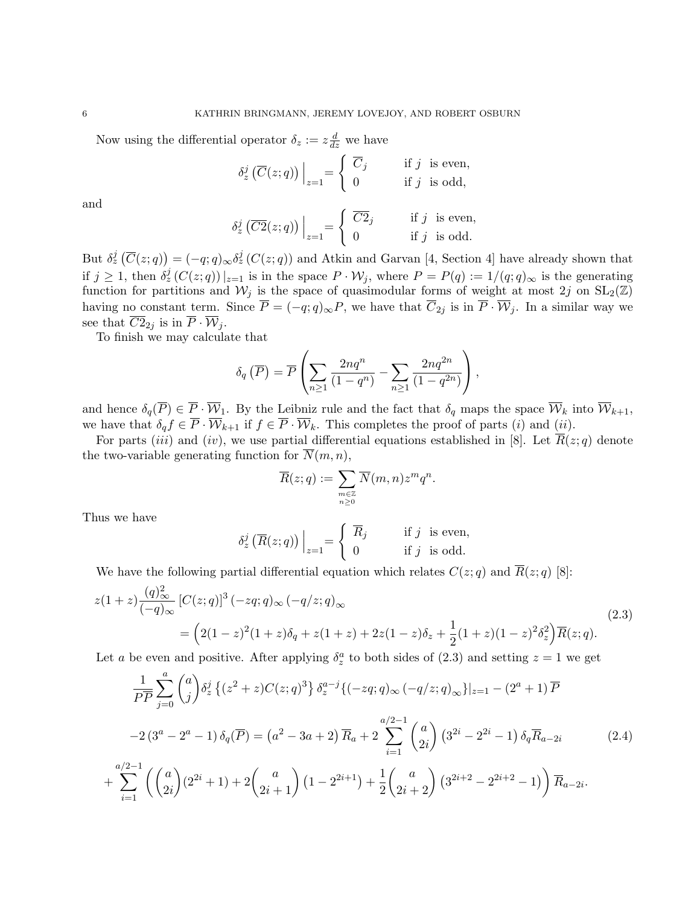Now using the differential operator $\delta_z := z\frac{d}{dz}$ we have

$$\delta_z^j\left(\overline{C}(z;q)\right)\Big|_{z=1} = \begin{cases} \overline{C}_j & \text{if } j \text{ is even,} \\ 0 & \text{if } j \text{ is odd,} \end{cases}$$

and

$$\delta_z^j\left(\overline{C2}(z;q)\right)\Big|_{z=1} = \begin{cases} \overline{C2}_j & \text{if } j \text{ is even,} \\ 0 & \text{if } j \text{ is odd.} \end{cases}$$

But $\delta_z^j\left(\overline{C}(z;q)\right) = (-q;q)_\infty \delta_z^j\left(C(z;q)\right)$ and Atkin and Garvan [4, Section 4] have already shown that if $j \geq 1$, then $\delta_z^j\left(C(z;q)\right)|_{z=1}$ is in the space $P \cdot \mathcal{W}_j$, where $P = P(q) := 1/(q;q)_\infty$ is the generating function for partitions and $\mathcal{W}_j$ is the space of quasimodular forms of weight at most $2j$ on $\mathrm{SL}_2(\mathbb{Z})$ having no constant term. Since $\overline{P} = (-q;q)_\infty P$, we have that $\overline{C}_{2j}$ is in $\overline{P} \cdot \overline{\mathcal{W}}_j$. In a similar way we see that $\overline{C2}_{2j}$ is in $\overline{P} \cdot \overline{\mathcal{W}}_j$.

To finish we may calculate that

$$\delta_q\left(\overline{P}\right) = \overline{P}\left(\sum_{n\geq 1}\frac{2nq^n}{(1-q^n)} - \sum_{n\geq 1}\frac{2nq^{2n}}{(1-q^{2n})}\right),$$

and hence $\delta_q(\overline{P}) \in \overline{P} \cdot \overline{\mathcal{W}}_1$. By the Leibniz rule and the fact that $\delta_q$ maps the space $\overline{\mathcal{W}}_k$ into $\overline{\mathcal{W}}_{k+1}$, we have that $\delta_q f \in \overline{P} \cdot \overline{\mathcal{W}}_{k+1}$ if $f \in \overline{P} \cdot \overline{\mathcal{W}}_k$. This completes the proof of parts $(i)$ and $(ii)$.

For parts $(iii)$ and $(iv)$, we use partial differential equations established in [8]. Let $\overline{R}(z;q)$ denote the two-variable generating function for $\overline{N}(m,n)$,

$$\overline{R}(z;q) := \sum_{\substack{m\in\mathbb{Z} \\ n\geq 0}} \overline{N}(m,n) z^m q^n.$$

Thus we have

$$\delta_z^j\left(\overline{R}(z;q)\right)\Big|_{z=1} = \begin{cases} \overline{R}_j & \text{if } j \text{ is even,} \\ 0 & \text{if } j \text{ is odd.} \end{cases}$$

We have the following partial differential equation which relates $C(z;q)$ and $\overline{R}(z;q)$ [8]:

$$\begin{aligned} &z(1+z)\frac{(q)_\infty^2}{(-q)_\infty}\left[C(z;q)\right]^3 (-zq;q)_\infty (-q/z;q)_\infty \\ &\qquad = \Big(2(1-z)^2(1+z)\delta_q + z(1+z) + 2z(1-z)\delta_z + \frac{1}{2}(1+z)(1-z)^2\delta_z^2\Big)\overline{R}(z;q). \end{aligned} \tag{2.3}$$

Let $a$ be even and positive. After applying $\delta_z^a$ to both sides of (2.3) and setting $z=1$ we get

$$\begin{aligned} &\frac{1}{P\overline{P}}\sum_{j=0}^{a}\binom{a}{j}\delta_z^j\left\{(z^2+z)C(z;q)^3\right\}\delta_z^{a-j}\{(-zq;q)_\infty(-q/z;q)_\infty\}|_{z=1} - (2^a+1)\overline{P} \\ &-2\left(3^a-2^a-1\right)\delta_q(\overline{P}) = \left(a^2-3a+2\right)\overline{R}_a + 2\sum_{i=1}^{a/2-1}\binom{a}{2i}\left(3^{2i}-2^{2i}-1\right)\delta_q\overline{R}_{a-2i} \\ &+\sum_{i=1}^{a/2-1}\left(\binom{a}{2i}(2^{2i}+1) + 2\binom{a}{2i+1}\left(1-2^{2i+1}\right) + \frac{1}{2}\binom{a}{2i+2}\left(3^{2i+2}-2^{2i+2}-1\right)\right)\overline{R}_{a-2i}. \end{aligned} \tag{2.4}$$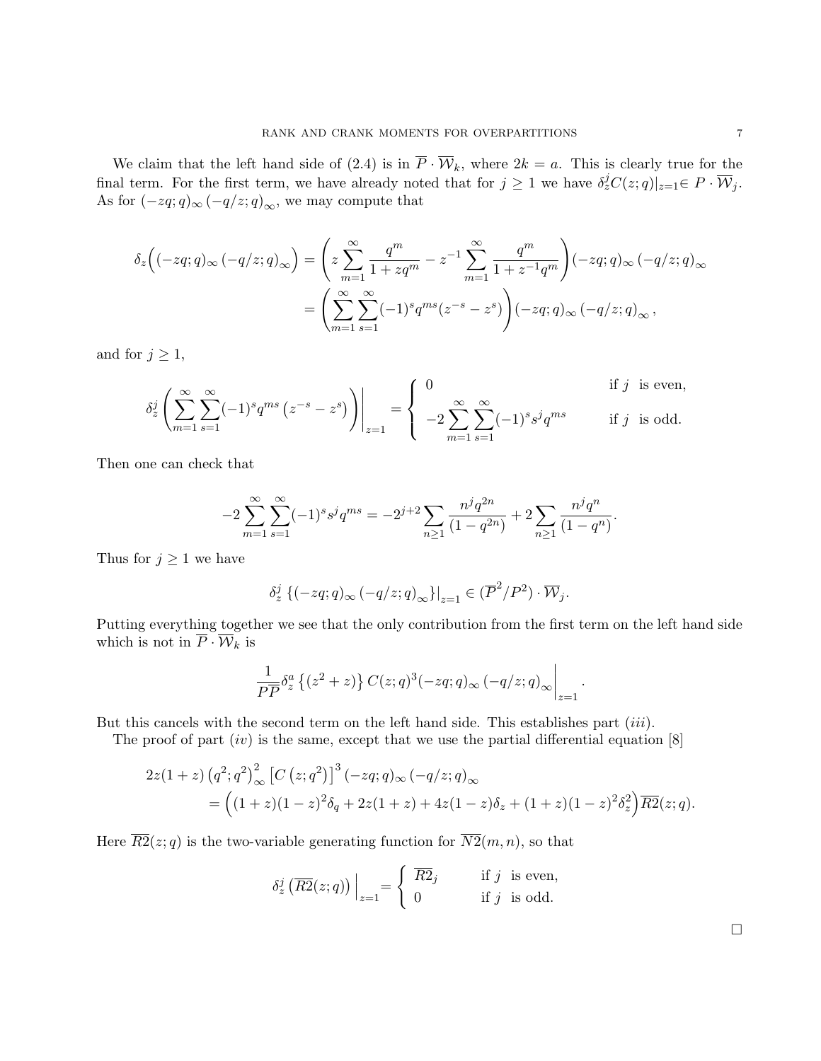We claim that the left hand side of (2.4) is in $\overline{P} \cdot \overline{\mathcal{W}}_k$, where $2k = a$. This is clearly true for the final term. For the first term, we have already noted that for $j \geq 1$ we have $\delta_z^j C(z;q)|_{z=1} \in P \cdot \overline{\mathcal{W}}_j$. As for $(-zq;q)_\infty (-q/z;q)_\infty$, we may compute that

$$
\begin{aligned}
\delta_z\Big((-zq;q)_\infty (-q/z;q)_\infty\Big) &= \left(z\sum_{m=1}^{\infty} \frac{q^m}{1+zq^m} - z^{-1}\sum_{m=1}^{\infty} \frac{q^m}{1+z^{-1}q^m}\right)(-zq;q)_\infty (-q/z;q)_\infty \\
&= \left(\sum_{m=1}^{\infty}\sum_{s=1}^{\infty} (-1)^s q^{ms}(z^{-s} - z^s)\right)(-zq;q)_\infty (-q/z;q)_\infty,
\end{aligned}
$$

and for $j \geq 1$,

$$
\delta_z^j \left(\sum_{m=1}^{\infty}\sum_{s=1}^{\infty} (-1)^s q^{ms}\left(z^{-s} - z^s\right)\right)\Bigg|_{z=1} = \begin{cases} 0 & \text{if } j \text{ is even,} \\ -2\displaystyle\sum_{m=1}^{\infty}\sum_{s=1}^{\infty} (-1)^s s^j q^{ms} & \text{if } j \text{ is odd.} \end{cases}
$$

Then one can check that

$$
-2\sum_{m=1}^{\infty}\sum_{s=1}^{\infty} (-1)^s s^j q^{ms} = -2^{j+2}\sum_{n\geq 1} \frac{n^j q^{2n}}{(1-q^{2n})} + 2\sum_{n\geq 1} \frac{n^j q^n}{(1-q^n)}.
$$

Thus for $j \geq 1$ we have

$$
\delta_z^j \left\{(-zq;q)_\infty (-q/z;q)_\infty\right\}\big|_{z=1} \in (\overline{P}^2/P^2) \cdot \overline{\mathcal{W}}_j.
$$

Putting everything together we see that the only contribution from the first term on the left hand side which is not in $\overline{P} \cdot \overline{\mathcal{W}}_k$ is

$$
\frac{1}{P\overline{P}} \delta_z^a \left\{(z^2+z)\right\} C(z;q)^3 (-zq;q)_\infty (-q/z;q)_\infty \Bigg|_{z=1}.
$$

But this cancels with the second term on the left hand side. This establishes part $(iii)$.

The proof of part $(iv)$ is the same, except that we use the partial differential equation [8]

$$
\begin{aligned}
&2z(1+z)\left(q^2;q^2\right)_\infty^2 \left[C\left(z;q^2\right)\right]^3 (-zq;q)_\infty (-q/z;q)_\infty \\
&\quad = \Big((1+z)(1-z)^2\delta_q + 2z(1+z) + 4z(1-z)\delta_z + (1+z)(1-z)^2\delta_z^2\Big)\overline{R2}(z;q).
\end{aligned}
$$

Here $\overline{R2}(z;q)$ is the two-variable generating function for $\overline{N2}(m,n)$, so that

$$
\delta_z^j \left(\overline{R2}(z;q)\right)\Big|_{z=1} = \begin{cases} \overline{R2}_j & \text{if } j \text{ is even,} \\ 0 & \text{if } j \text{ is odd.} \end{cases}
$$

□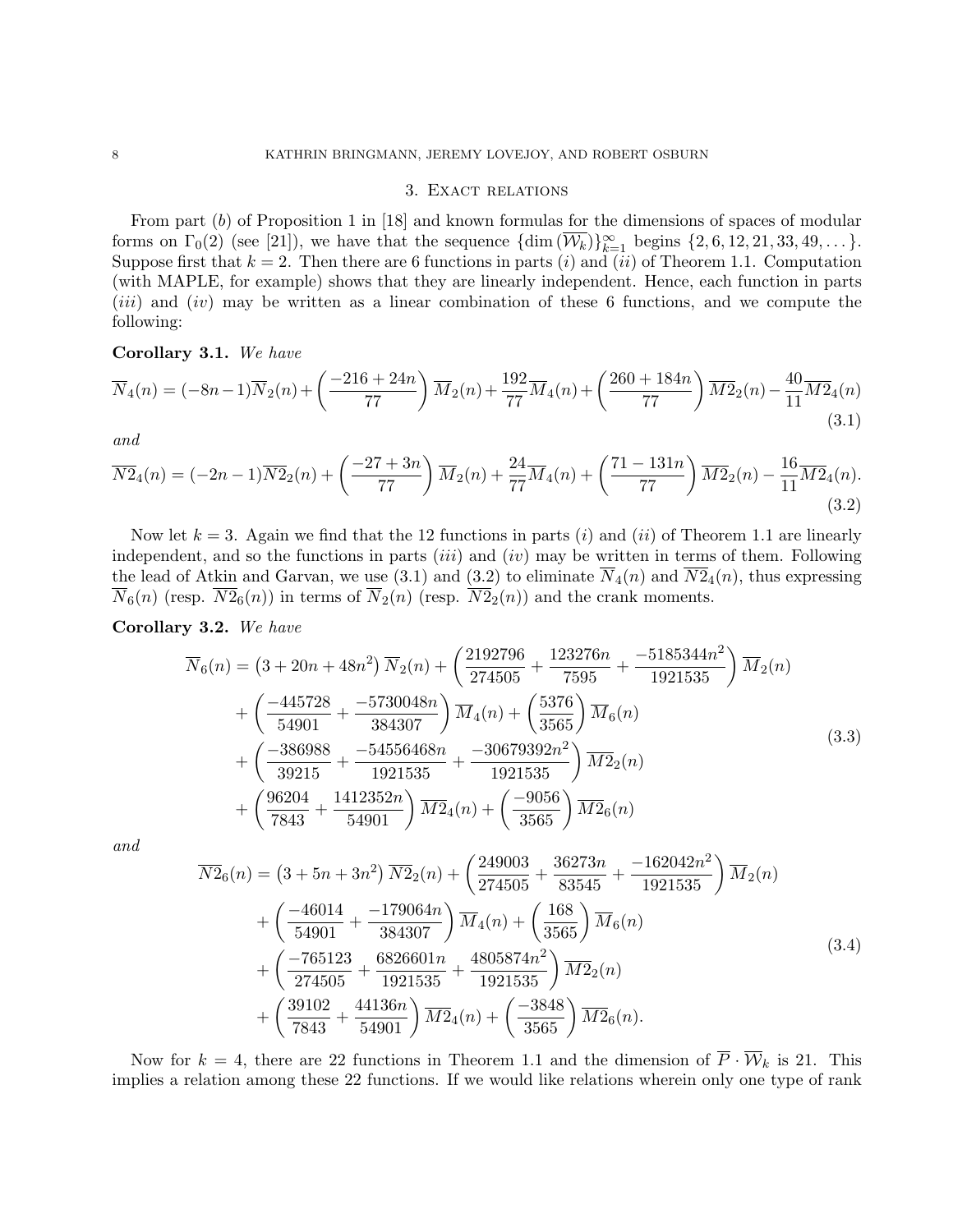## 3. Exact relations

From part $(b)$ of Proposition 1 in [18] and known formulas for the dimensions of spaces of modular forms on $\Gamma_0(2)$ (see [21]), we have that the sequence $\{\dim(\overline{\mathcal{W}}_k)\}_{k=1}^{\infty}$ begins $\{2, 6, 12, 21, 33, 49, \dots\}$. Suppose first that $k = 2$. Then there are 6 functions in parts $(i)$ and $(ii)$ of Theorem 1.1. Computation (with MAPLE, for example) shows that they are linearly independent. Hence, each function in parts $(iii)$ and $(iv)$ may be written as a linear combination of these 6 functions, and we compute the following:

**Corollary 3.1.** *We have*

$$\overline{N}_4(n) = (-8n-1)\overline{N}_2(n) + \left(\frac{-216+24n}{77}\right)\overline{M}_2(n) + \frac{192}{77}\overline{M}_4(n) + \left(\frac{260+184n}{77}\right)\overline{M2}_2(n) - \frac{40}{11}\overline{M2}_4(n) \tag{3.1}$$

*and*

$$\overline{N2}_4(n) = (-2n-1)\overline{N2}_2(n) + \left(\frac{-27+3n}{77}\right)\overline{M}_2(n) + \frac{24}{77}\overline{M}_4(n) + \left(\frac{71-131n}{77}\right)\overline{M2}_2(n) - \frac{16}{11}\overline{M2}_4(n). \tag{3.2}$$

Now let $k = 3$. Again we find that the 12 functions in parts $(i)$ and $(ii)$ of Theorem 1.1 are linearly independent, and so the functions in parts $(iii)$ and $(iv)$ may be written in terms of them. Following the lead of Atkin and Garvan, we use (3.1) and (3.2) to eliminate $\overline{N}_4(n)$ and $\overline{N2}_4(n)$, thus expressing $\overline{N}_6(n)$ (resp. $\overline{N2}_6(n)$) in terms of $\overline{N}_2(n)$ (resp. $\overline{N2}_2(n)$) and the crank moments.

**Corollary 3.2.** *We have*

$$\begin{aligned}
\overline{N}_6(n) &= \left(3+20n+48n^2\right)\overline{N}_2(n) + \left(\frac{2192796}{274505} + \frac{123276n}{7595} + \frac{-5185344n^2}{1921535}\right)\overline{M}_2(n) \\
&\quad + \left(\frac{-445728}{54901} + \frac{-5730048n}{384307}\right)\overline{M}_4(n) + \left(\frac{5376}{3565}\right)\overline{M}_6(n) \\
&\quad + \left(\frac{-386988}{39215} + \frac{-54556468n}{1921535} + \frac{-30679392n^2}{1921535}\right)\overline{M2}_2(n) \\
&\quad + \left(\frac{96204}{7843} + \frac{1412352n}{54901}\right)\overline{M2}_4(n) + \left(\frac{-9056}{3565}\right)\overline{M2}_6(n)
\end{aligned} \tag{3.3}$$

*and*

$$\begin{aligned}
\overline{N2}_6(n) &= \left(3+5n+3n^2\right)\overline{N2}_2(n) + \left(\frac{249003}{274505} + \frac{36273n}{83545} + \frac{-162042n^2}{1921535}\right)\overline{M}_2(n) \\
&\quad + \left(\frac{-46014}{54901} + \frac{-179064n}{384307}\right)\overline{M}_4(n) + \left(\frac{168}{3565}\right)\overline{M}_6(n) \\
&\quad + \left(\frac{-765123}{274505} + \frac{6826601n}{1921535} + \frac{4805874n^2}{1921535}\right)\overline{M2}_2(n) \\
&\quad + \left(\frac{39102}{7843} + \frac{44136n}{54901}\right)\overline{M2}_4(n) + \left(\frac{-3848}{3565}\right)\overline{M2}_6(n).
\end{aligned} \tag{3.4}$$

Now for $k = 4$, there are 22 functions in Theorem 1.1 and the dimension of $\overline{P} \cdot \overline{\mathcal{W}}_k$ is 21. This implies a relation among these 22 functions. If we would like relations wherein only one type of rank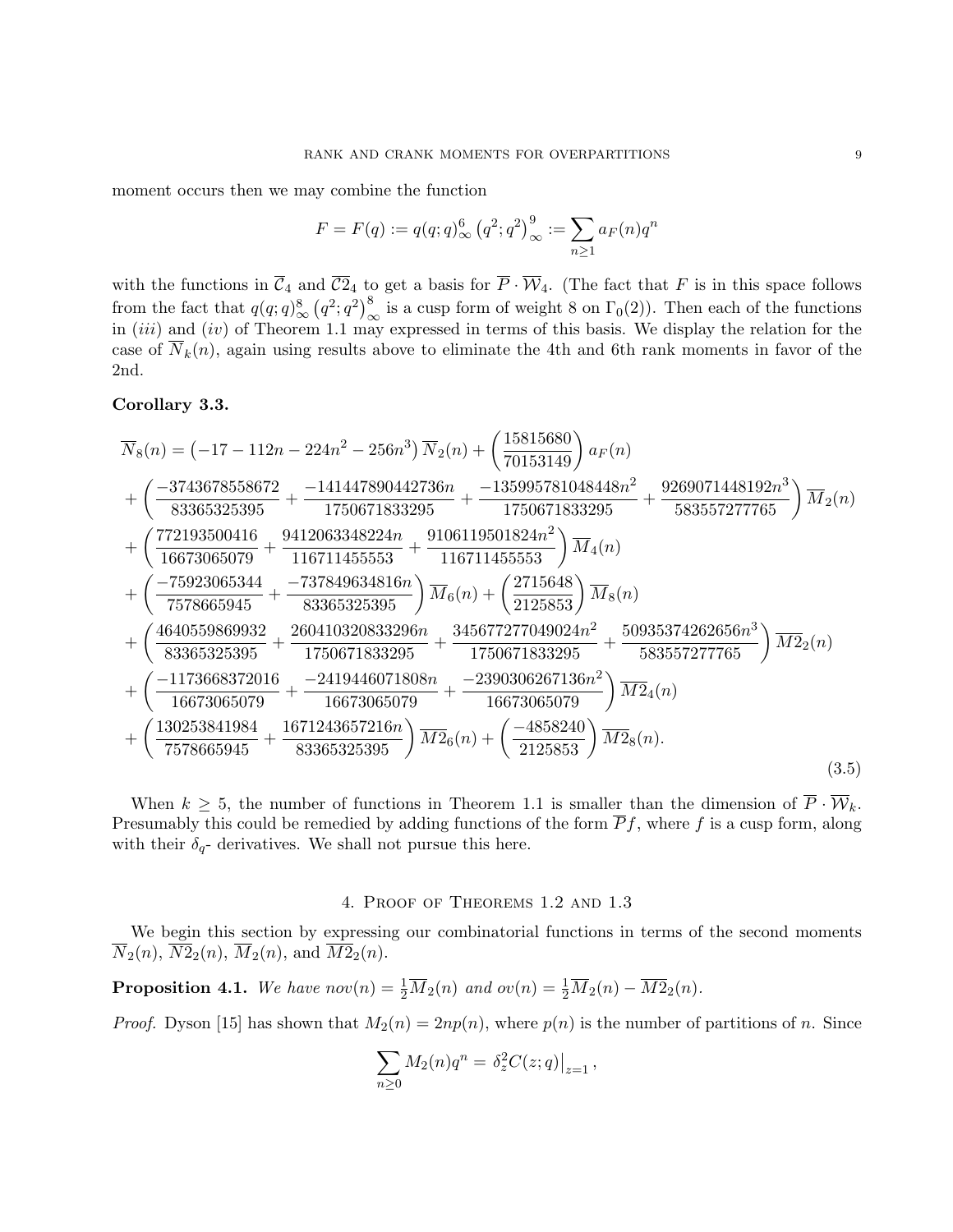moment occurs then we may combine the function

$$F = F(q) := q(q;q)_\infty^6 \left(q^2;q^2\right)_\infty^9 := \sum_{n\geq 1} a_F(n) q^n$$

with the functions in $\overline{C}_4$ and $\overline{C2}_4$ to get a basis for $\overline{P} \cdot \overline{\mathcal{W}}_4$. (The fact that $F$ is in this space follows from the fact that $q(q;q)_\infty^8 \left(q^2;q^2\right)_\infty^8$ is a cusp form of weight 8 on $\Gamma_0(2)$). Then each of the functions in $(iii)$ and $(iv)$ of Theorem 1.1 may expressed in terms of this basis. We display the relation for the case of $\overline{N}_k(n)$, again using results above to eliminate the 4th and 6th rank moments in favor of the 2nd.

**Corollary 3.3.**

$$\begin{aligned}
\overline{N}_8(n) &= \left(-17 - 112n - 224n^2 - 256n^3\right)\overline{N}_2(n) + \left(\frac{15815680}{70153149}\right) a_F(n) \\
&+ \left(\frac{-3743678558672}{83365325395} + \frac{-141447890442736n}{1750671833295} + \frac{-135995781048448n^2}{1750671833295} + \frac{9269071448192n^3}{583557277765}\right)\overline{M}_2(n) \\
&+ \left(\frac{772193500416}{16673065079} + \frac{9412063348224n}{116711455553} + \frac{9106119501824n^2}{116711455553}\right)\overline{M}_4(n) \\
&+ \left(\frac{-75923065344}{7578665945} + \frac{-737849634816n}{83365325395}\right)\overline{M}_6(n) + \left(\frac{2715648}{2125853}\right)\overline{M}_8(n) \\
&+ \left(\frac{4640559869932}{83365325395} + \frac{260410320833296n}{1750671833295} + \frac{345677277049024n^2}{1750671833295} + \frac{50935374262656n^3}{583557277765}\right)\overline{M2}_2(n) \\
&+ \left(\frac{-1173668372016}{16673065079} + \frac{-2419446071808n}{16673065079} + \frac{-2390306267136n^2}{16673065079}\right)\overline{M2}_4(n) \\
&+ \left(\frac{130253841984}{7578665945} + \frac{1671243657216n}{83365325395}\right)\overline{M2}_6(n) + \left(\frac{-4858240}{2125853}\right)\overline{M2}_8(n).
\end{aligned} \tag{3.5}$$

When $k \geq 5$, the number of functions in Theorem 1.1 is smaller than the dimension of $\overline{P} \cdot \overline{\mathcal{W}}_k$. Presumably this could be remedied by adding functions of the form $\overline{P}f$, where $f$ is a cusp form, along with their $\delta_q$- derivatives. We shall not pursue this here.

## 4. Proof of Theorems 1.2 and 1.3

We begin this section by expressing our combinatorial functions in terms of the second moments $\overline{N}_2(n)$, $\overline{N2}_2(n)$, $\overline{M}_2(n)$, and $\overline{M2}_2(n)$.

**Proposition 4.1.** *We have* $nov(n) = \frac{1}{2}\overline{M}_2(n)$ *and* $ov(n) = \frac{1}{2}\overline{M}_2(n) - \overline{M2}_2(n)$.

*Proof.* Dyson [15] has shown that $M_2(n) = 2np(n)$, where $p(n)$ is the number of partitions of $n$. Since

$$\sum_{n\geq 0} M_2(n) q^n = \left.\delta_z^2 C(z;q)\right|_{z=1},$$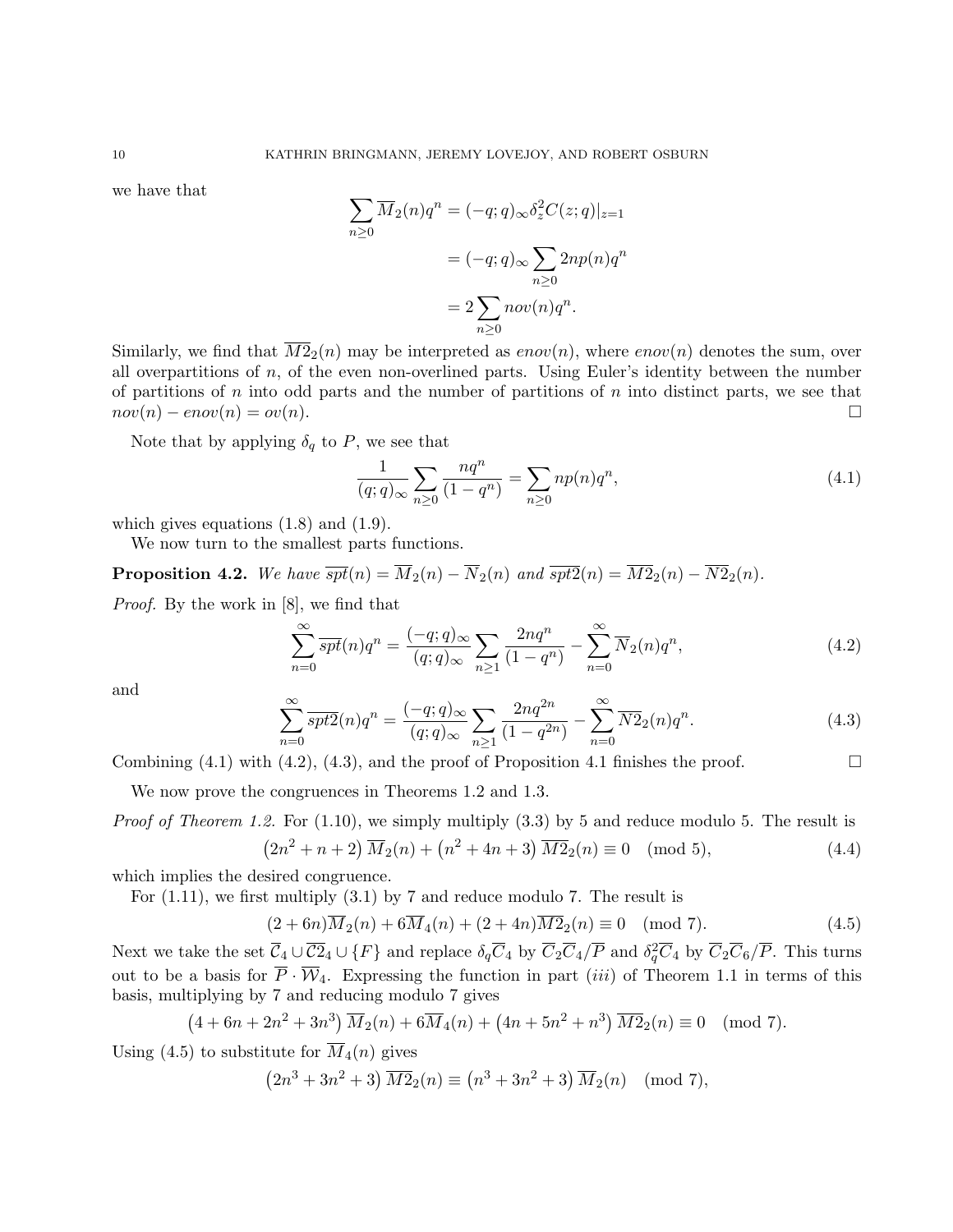we have that

$$\sum_{n\geq 0} \overline{M}_2(n)q^n = (-q;q)_\infty \delta_z^2 C(z;q)|_{z=1}$$
$$= (-q;q)_\infty \sum_{n\geq 0} 2np(n)q^n$$
$$= 2\sum_{n\geq 0} nov(n)q^n.$$

Similarly, we find that $\overline{M2}_2(n)$ may be interpreted as $enov(n)$, where $enov(n)$ denotes the sum, over all overpartitions of $n$, of the even non-overlined parts. Using Euler's identity between the number of partitions of $n$ into odd parts and the number of partitions of $n$ into distinct parts, we see that $nov(n) - enov(n) = ov(n)$. $\square$

Note that by applying $\delta_q$ to $P$, we see that

$$\frac{1}{(q;q)_\infty} \sum_{n\geq 0} \frac{nq^n}{(1-q^n)} = \sum_{n\geq 0} np(n)q^n, \tag{4.1}$$

which gives equations (1.8) and (1.9).

We now turn to the smallest parts functions.

**Proposition 4.2.** *We have* $\overline{spt}(n) = \overline{M}_2(n) - \overline{N}_2(n)$ *and* $\overline{spt2}(n) = \overline{M2}_2(n) - \overline{N2}_2(n)$.

*Proof.* By the work in [8], we find that

$$\sum_{n=0}^{\infty} \overline{spt}(n)q^n = \frac{(-q;q)_\infty}{(q;q)_\infty} \sum_{n\geq 1} \frac{2nq^n}{(1-q^n)} - \sum_{n=0}^{\infty} \overline{N}_2(n)q^n, \tag{4.2}$$

and

$$\sum_{n=0}^{\infty} \overline{spt2}(n)q^n = \frac{(-q;q)_\infty}{(q;q)_\infty} \sum_{n\geq 1} \frac{2nq^{2n}}{(1-q^{2n})} - \sum_{n=0}^{\infty} \overline{N2}_2(n)q^n. \tag{4.3}$$

Combining (4.1) with (4.2), (4.3), and the proof of Proposition 4.1 finishes the proof. $\square$

We now prove the congruences in Theorems 1.2 and 1.3.

*Proof of Theorem 1.2.* For (1.10), we simply multiply (3.3) by 5 and reduce modulo 5. The result is

$$\left(2n^2 + n + 2\right)\overline{M}_2(n) + \left(n^2 + 4n + 3\right)\overline{M2}_2(n) \equiv 0 \pmod{5}, \tag{4.4}$$

which implies the desired congruence.

For (1.11), we first multiply (3.1) by 7 and reduce modulo 7. The result is

$$(2 + 6n)\overline{M}_2(n) + 6\overline{M}_4(n) + (2 + 4n)\overline{M2}_2(n) \equiv 0 \pmod{7}. \tag{4.5}$$

Next we take the set $\overline{\mathcal{C}}_4 \cup \overline{\mathcal{C}2}_4 \cup \{F\}$ and replace $\delta_q \overline{C}_4$ by $\overline{C}_2\overline{C}_4/\overline{P}$ and $\delta_q^2 \overline{C}_4$ by $\overline{C}_2\overline{C}_6/\overline{P}$. This turns out to be a basis for $\overline{P} \cdot \overline{\mathcal{W}}_4$. Expressing the function in part $(iii)$ of Theorem 1.1 in terms of this basis, multiplying by 7 and reducing modulo 7 gives

$$\left(4 + 6n + 2n^2 + 3n^3\right)\overline{M}_2(n) + 6\overline{M}_4(n) + \left(4n + 5n^2 + n^3\right)\overline{M2}_2(n) \equiv 0 \pmod{7}.$$

Using (4.5) to substitute for $\overline{M}_4(n)$ gives

$$\left(2n^3 + 3n^2 + 3\right)\overline{M2}_2(n) \equiv \left(n^3 + 3n^2 + 3\right)\overline{M}_2(n) \pmod{7},$$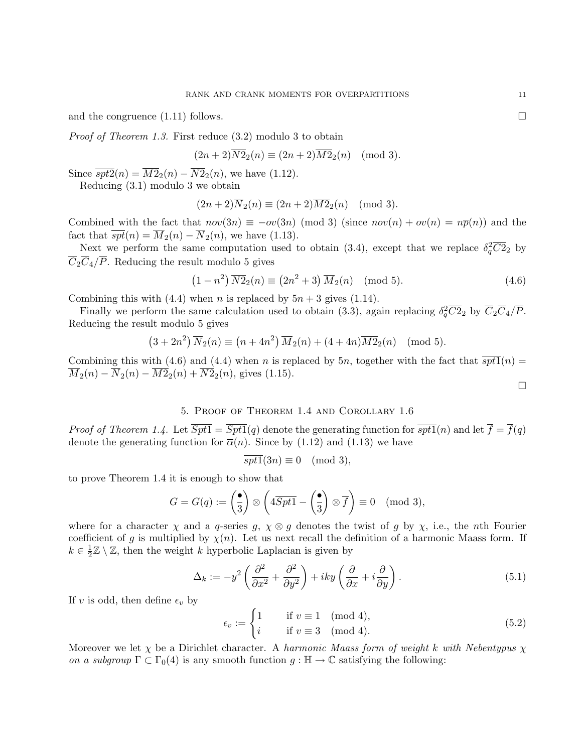and the congruence (1.11) follows. $\square$

*Proof of Theorem 1.3.* First reduce (3.2) modulo 3 to obtain

$$(2n+2)\overline{N2}_2(n) \equiv (2n+2)\overline{M2}_2(n) \pmod 3.$$

Since $\overline{spt2}(n) = \overline{M2}_2(n) - \overline{N2}_2(n)$, we have (1.12).

Reducing (3.1) modulo 3 we obtain

$$(2n+2)\overline{N}_2(n) \equiv (2n+2)\overline{M2}_2(n) \pmod 3.$$

Combined with the fact that $nov(3n) \equiv -ov(3n) \pmod 3$ (since $nov(n) + ov(n) = n\overline{p}(n)$) and the fact that $\overline{spt}(n) = \overline{M}_2(n) - \overline{N}_2(n)$, we have (1.13).

Next we perform the same computation used to obtain (3.4), except that we replace $\delta_q^2 \overline{C2}_2$ by $\overline{C}_2\overline{C}_4/\overline{P}$. Reducing the result modulo 5 gives

$$\left(1-n^2\right)\overline{N2}_2(n) \equiv \left(2n^2+3\right)\overline{M}_2(n) \pmod 5. \tag{4.6}$$

Combining this with (4.4) when $n$ is replaced by $5n+3$ gives (1.14).

Finally we perform the same calculation used to obtain (3.3), again replacing $\delta_q^2\overline{C2}_2$ by $\overline{C}_2\overline{C}_4/\overline{P}$. Reducing the result modulo 5 gives

$$\left(3+2n^2\right)\overline{N}_2(n) \equiv \left(n+4n^2\right)\overline{M}_2(n) + (4+4n)\overline{M2}_2(n) \pmod 5.$$

Combining this with (4.6) and (4.4) when $n$ is replaced by $5n$, together with the fact that $\overline{spt1}(n) = \overline{M}_2(n) - \overline{N}_2(n) - \overline{M2}_2(n) + \overline{N2}_2(n)$, gives (1.15). $\square$

## 5. Proof of Theorem 1.4 and Corollary 1.6

*Proof of Theorem 1.4.* Let $\overline{Spt1} = \overline{Spt1}(q)$ denote the generating function for $\overline{spt1}(n)$ and let $\overline{f} = \overline{f}(q)$ denote the generating function for $\overline{\alpha}(n)$. Since by (1.12) and (1.13) we have

$$\overline{spt1}(3n) \equiv 0 \pmod 3,$$

to prove Theorem 1.4 it is enough to show that

$$G = G(q) := \left(\frac{\bullet}{3}\right) \otimes \left(4\overline{Spt1} - \left(\frac{\bullet}{3}\right) \otimes \overline{f}\right) \equiv 0 \pmod 3,$$

where for a character $\chi$ and a $q$-series $g$, $\chi \otimes g$ denotes the twist of $g$ by $\chi$, i.e., the $n$th Fourier coefficient of $g$ is multiplied by $\chi(n)$. Let us next recall the definition of a harmonic Maass form. If $k \in \frac{1}{2}\mathbb{Z} \setminus \mathbb{Z}$, then the weight $k$ hyperbolic Laplacian is given by

$$\Delta_k := -y^2\left(\frac{\partial^2}{\partial x^2} + \frac{\partial^2}{\partial y^2}\right) + iky\left(\frac{\partial}{\partial x} + i\frac{\partial}{\partial y}\right). \tag{5.1}$$

If $v$ is odd, then define $\epsilon_v$ by

$$\epsilon_v := \begin{cases} 1 & \text{if } v \equiv 1 \pmod 4, \\ i & \text{if } v \equiv 3 \pmod 4. \end{cases} \tag{5.2}$$

Moreover we let $\chi$ be a Dirichlet character. A *harmonic Maass form of weight $k$ with Nebentypus $\chi$ on a subgroup $\Gamma \subset \Gamma_0(4)$* is any smooth function $g : \mathbb{H} \to \mathbb{C}$ satisfying the following: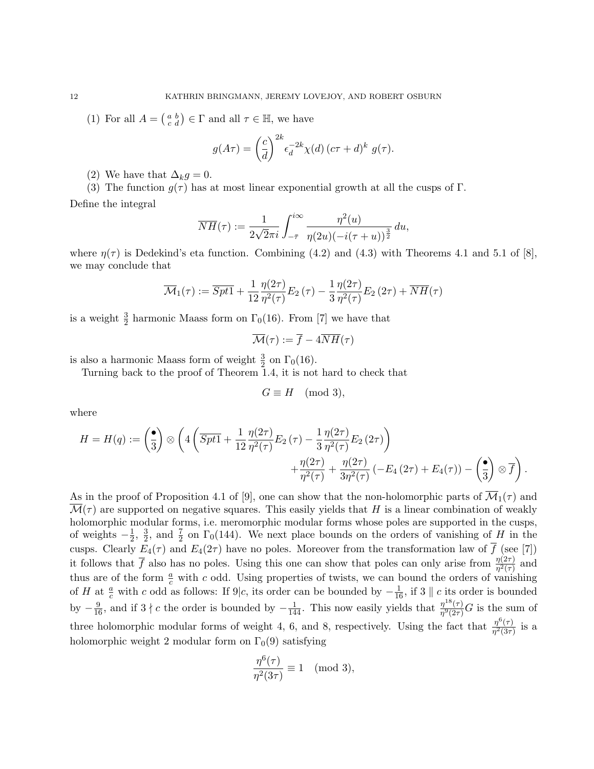(1) For all $A = \left(\begin{smallmatrix} a & b \\ c & d \end{smallmatrix}\right) \in \Gamma$ and all $\tau \in \mathbb{H}$, we have

$$g(A\tau) = \left(\frac{c}{d}\right)^{2k} \epsilon_d^{-2k} \chi(d) \left(c\tau + d\right)^k \, g(\tau).$$

(2) We have that $\Delta_k g = 0$.

(3) The function $g(\tau)$ has at most linear exponential growth at all the cusps of $\Gamma$.

Define the integral

$$\overline{NH}(\tau) := \frac{1}{2\sqrt{2}\pi i} \int_{-\overline{\tau}}^{i\infty} \frac{\eta^2(u)}{\eta(2u)(-i(\tau+u))^{\frac{3}{2}}} \, du,$$

where $\eta(\tau)$ is Dedekind's eta function. Combining (4.2) and (4.3) with Theorems 4.1 and 5.1 of [8], we may conclude that

$$\overline{\mathcal{M}}_1(\tau) := \overline{Spt1} + \frac{1}{12} \frac{\eta(2\tau)}{\eta^2(\tau)} E_2\left(\tau\right) - \frac{1}{3} \frac{\eta(2\tau)}{\eta^2(\tau)} E_2\left(2\tau\right) + \overline{NH}(\tau)$$

is a weight $\frac{3}{2}$ harmonic Maass form on $\Gamma_0(16)$. From [7] we have that

$$\overline{\mathcal{M}}(\tau) := \overline{f} - 4\overline{NH}(\tau)$$

is also a harmonic Maass form of weight $\frac{3}{2}$ on $\Gamma_0(16)$.

Turning back to the proof of Theorem 1.4, it is not hard to check that

$$G \equiv H \pmod{3},$$

where

$$H = H(q) := \left(\frac{\bullet}{3}\right) \otimes \left(4\left(\overline{Spt1} + \frac{1}{12}\frac{\eta(2\tau)}{\eta^2(\tau)} E_2\left(\tau\right) - \frac{1}{3}\frac{\eta(2\tau)}{\eta^2(\tau)} E_2\left(2\tau\right)\right) + \frac{\eta(2\tau)}{\eta^2(\tau)} + \frac{\eta(2\tau)}{3\eta^2(\tau)}\left(-E_4\left(2\tau\right) + E_4(\tau)\right) - \left(\frac{\bullet}{3}\right) \otimes \overline{f}\right).$$

As in the proof of Proposition 4.1 of [9], one can show that the non-holomorphic parts of $\overline{\mathcal{M}}_1(\tau)$ and $\overline{\mathcal{M}}(\tau)$ are supported on negative squares. This easily yields that $H$ is a linear combination of weakly holomorphic modular forms, i.e. meromorphic modular forms whose poles are supported in the cusps, of weights $-\frac{1}{2}$, $\frac{3}{2}$, and $\frac{7}{2}$ on $\Gamma_0(144)$. We next place bounds on the orders of vanishing of $H$ in the cusps. Clearly $E_4(\tau)$ and $E_4(2\tau)$ have no poles. Moreover from the transformation law of $\overline{f}$ (see [7]) it follows that $\overline{f}$ also has no poles. Using this one can show that poles can only arise from $\frac{\eta(2\tau)}{\eta^2(\tau)}$ and thus are of the form $\frac{a}{c}$ with $c$ odd. Using properties of twists, we can bound the orders of vanishing of $H$ at $\frac{a}{c}$ with $c$ odd as follows: If $9|c$, its order can be bounded by $-\frac{1}{16}$, if $3 \parallel c$ its order is bounded by $-\frac{9}{16}$, and if $3 \nmid c$ the order is bounded by $-\frac{1}{144}$. This now easily yields that $\frac{\eta^{18}(\tau)}{\eta^9(2\tau)} G$ is the sum of three holomorphic modular forms of weight 4, 6, and 8, respectively. Using the fact that $\frac{\eta^6(\tau)}{\eta^2(3\tau)}$ is a holomorphic weight 2 modular form on $\Gamma_0(9)$ satisfying

$$\frac{\eta^6(\tau)}{\eta^2(3\tau)} \equiv 1 \pmod{3},$$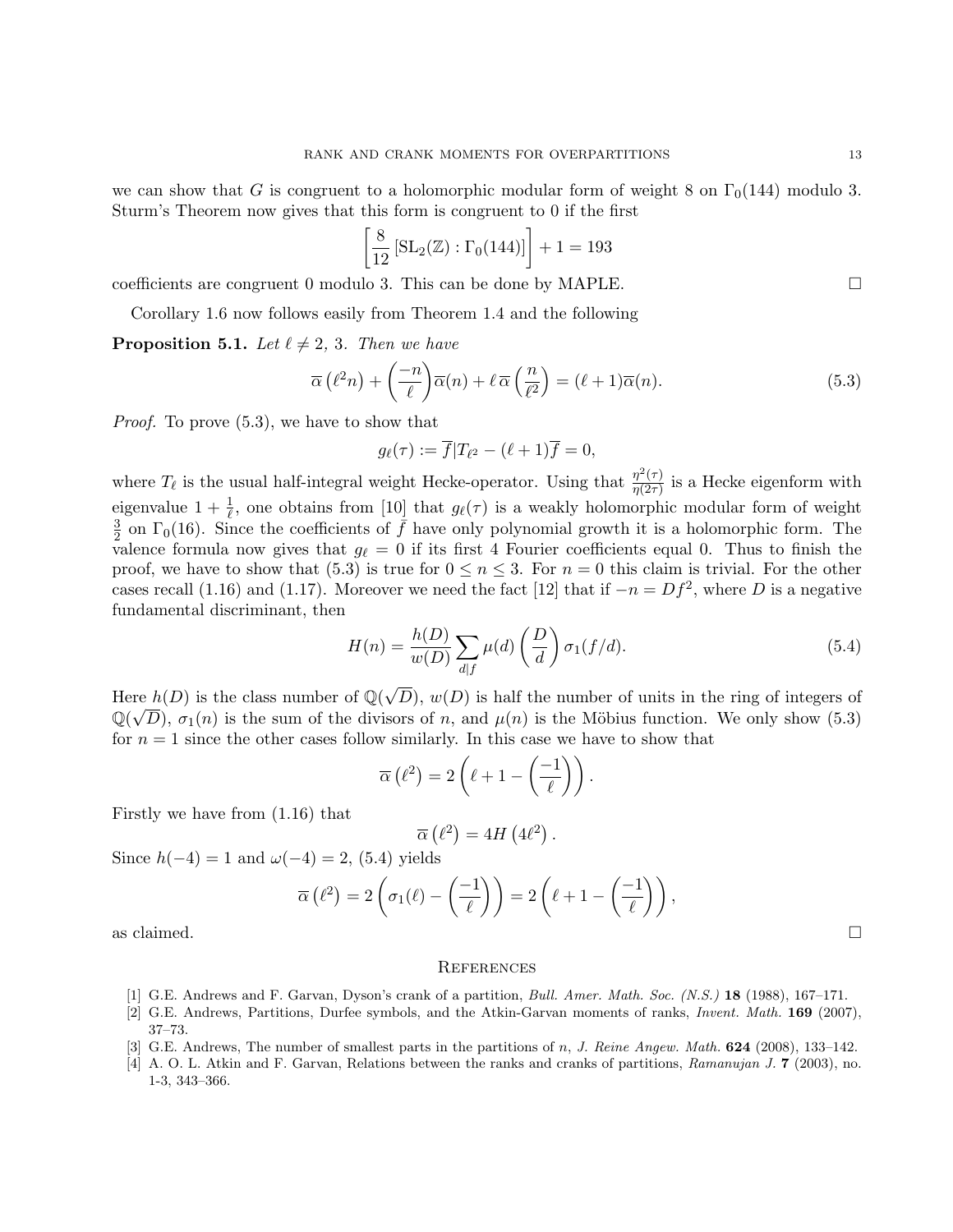we can show that $G$ is congruent to a holomorphic modular form of weight 8 on $\Gamma_0(144)$ modulo 3. Sturm's Theorem now gives that this form is congruent to 0 if the first

$$\left[\frac{8}{12}\left[\mathrm{SL}_2(\mathbb{Z}):\Gamma_0(144)\right]\right]+1=193$$

coefficients are congruent 0 modulo 3. This can be done by MAPLE. $\square$

Corollary 1.6 now follows easily from Theorem 1.4 and the following

**Proposition 5.1.** *Let $\ell \neq 2,\, 3$. Then we have*

$$\overline{\alpha}\left(\ell^2 n\right)+\left(\frac{-n}{\ell}\right)\overline{\alpha}(n)+\ell\,\overline{\alpha}\left(\frac{n}{\ell^2}\right)=(\ell+1)\overline{\alpha}(n). \tag{5.3}$$

*Proof.* To prove (5.3), we have to show that

$$g_\ell(\tau):=\overline{f}|T_{\ell^2}-(\ell+1)\overline{f}=0,$$

where $T_\ell$ is the usual half-integral weight Hecke-operator. Using that $\frac{\eta^2(\tau)}{\eta(2\tau)}$ is a Hecke eigenform with eigenvalue $1+\frac{1}{\ell}$, one obtains from [10] that $g_\ell(\tau)$ is a weakly holomorphic modular form of weight $\frac{3}{2}$ on $\Gamma_0(16)$. Since the coefficients of $\bar{f}$ have only polynomial growth it is a holomorphic form. The valence formula now gives that $g_\ell=0$ if its first 4 Fourier coefficients equal 0. Thus to finish the proof, we have to show that (5.3) is true for $0\leq n\leq 3$. For $n=0$ this claim is trivial. For the other cases recall (1.16) and (1.17). Moreover we need the fact [12] that if $-n=Df^2$, where $D$ is a negative fundamental discriminant, then

$$H(n)=\frac{h(D)}{w(D)}\sum_{d|f}\mu(d)\left(\frac{D}{d}\right)\sigma_1(f/d). \tag{5.4}$$

Here $h(D)$ is the class number of $\mathbb{Q}(\sqrt{D})$, $w(D)$ is half the number of units in the ring of integers of $\mathbb{Q}(\sqrt{D})$, $\sigma_1(n)$ is the sum of the divisors of $n$, and $\mu(n)$ is the Möbius function. We only show (5.3) for $n=1$ since the other cases follow similarly. In this case we have to show that

$$\overline{\alpha}\left(\ell^2\right)=2\left(\ell+1-\left(\frac{-1}{\ell}\right)\right).$$

Firstly we have from (1.16) that

$$\overline{\alpha}\left(\ell^2\right)=4H\left(4\ell^2\right).$$

Since $h(-4)=1$ and $\omega(-4)=2$, (5.4) yields

$$\overline{\alpha}\left(\ell^2\right)=2\left(\sigma_1(\ell)-\left(\frac{-1}{\ell}\right)\right)=2\left(\ell+1-\left(\frac{-1}{\ell}\right)\right),$$

as claimed. $\square$

## References

[1] G.E. Andrews and F. Garvan, Dyson's crank of a partition, *Bull. Amer. Math. Soc. (N.S.)* **18** (1988), 167–171.

[2] G.E. Andrews, Partitions, Durfee symbols, and the Atkin-Garvan moments of ranks, *Invent. Math.* **169** (2007), 37–73.

[3] G.E. Andrews, The number of smallest parts in the partitions of $n$, *J. Reine Angew. Math.* **624** (2008), 133–142.

[4] A. O. L. Atkin and F. Garvan, Relations between the ranks and cranks of partitions, *Ramanujan J.* **7** (2003), no. 1-3, 343–366.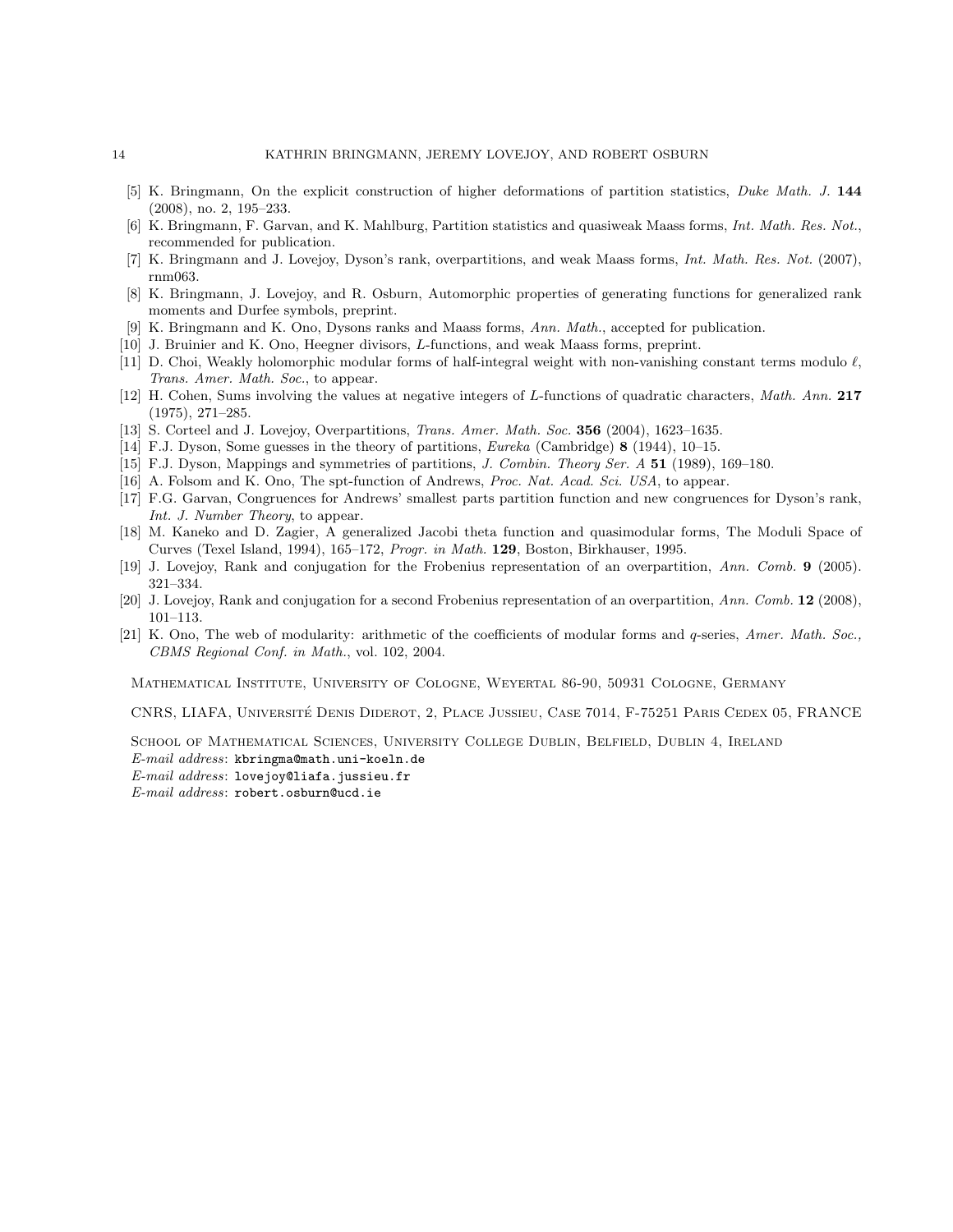[5] K. Bringmann, On the explicit construction of higher deformations of partition statistics, *Duke Math. J.* **144** (2008), no. 2, 195–233.

[6] K. Bringmann, F. Garvan, and K. Mahlburg, Partition statistics and quasiweak Maass forms, *Int. Math. Res. Not.*, recommended for publication.

[7] K. Bringmann and J. Lovejoy, Dyson's rank, overpartitions, and weak Maass forms, *Int. Math. Res. Not.* (2007), rnm063.

[8] K. Bringmann, J. Lovejoy, and R. Osburn, Automorphic properties of generating functions for generalized rank moments and Durfee symbols, preprint.

[9] K. Bringmann and K. Ono, Dysons ranks and Maass forms, *Ann. Math.*, accepted for publication.

[10] J. Bruinier and K. Ono, Heegner divisors, $L$-functions, and weak Maass forms, preprint.

[11] D. Choi, Weakly holomorphic modular forms of half-integral weight with non-vanishing constant terms modulo $\ell$, *Trans. Amer. Math. Soc.*, to appear.

[12] H. Cohen, Sums involving the values at negative integers of $L$-functions of quadratic characters, *Math. Ann.* **217** (1975), 271–285.

[13] S. Corteel and J. Lovejoy, Overpartitions, *Trans. Amer. Math. Soc.* **356** (2004), 1623–1635.

[14] F.J. Dyson, Some guesses in the theory of partitions, *Eureka* (Cambridge) **8** (1944), 10–15.

[15] F.J. Dyson, Mappings and symmetries of partitions, *J. Combin. Theory Ser. A* **51** (1989), 169–180.

[16] A. Folsom and K. Ono, The spt-function of Andrews, *Proc. Nat. Acad. Sci. USA*, to appear.

[17] F.G. Garvan, Congruences for Andrews' smallest parts partition function and new congruences for Dyson's rank, *Int. J. Number Theory*, to appear.

[18] M. Kaneko and D. Zagier, A generalized Jacobi theta function and quasimodular forms, The Moduli Space of Curves (Texel Island, 1994), 165–172, *Progr. in Math.* **129**, Boston, Birkhauser, 1995.

[19] J. Lovejoy, Rank and conjugation for the Frobenius representation of an overpartition, *Ann. Comb.* **9** (2005). 321–334.

[20] J. Lovejoy, Rank and conjugation for a second Frobenius representation of an overpartition, *Ann. Comb.* **12** (2008), 101–113.

[21] K. Ono, The web of modularity: arithmetic of the coefficients of modular forms and $q$-series, *Amer. Math. Soc., CBMS Regional Conf. in Math.*, vol. 102, 2004.

Mathematical Institute, University of Cologne, Weyertal 86-90, 50931 Cologne, Germany

CNRS, LIAFA, Université Denis Diderot, 2, Place Jussieu, Case 7014, F-75251 Paris Cedex 05, FRANCE

School of Mathematical Sciences, University College Dublin, Belfield, Dublin 4, Ireland

*E-mail address*: kbringma@math.uni-koeln.de

*E-mail address*: lovejoy@liafa.jussieu.fr

*E-mail address*: robert.osburn@ucd.ie